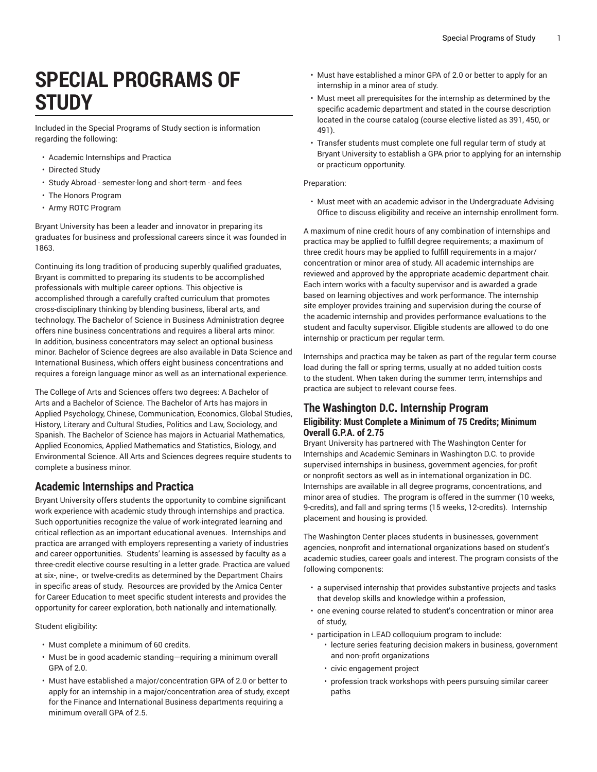# SPECIAL PROGRAMS OF STUDY

Included in the Special Programs of Study section is information regarding the following:

- Academic Internships and Practica
- Directed Study
- Study Abroad - semester-long and short-term - and fees
- The Honors Program
- Army ROTC Program

Bryant University has been a leader and innovator in preparing its graduates for business and professional careers since it was founded in 1863.

Continuing its long tradition of producing superbly qualified graduates, Bryant is committed to preparing its students to be accomplished professionals with multiple career options. This objective is accomplished through a carefully crafted curriculum that promotes cross-disciplinary thinking by blending business, liberal arts, and technology. The Bachelor of Science in Business Administration degree offers nine business concentrations and requires a liberal arts minor. In addition, business concentrators may select an optional business minor. Bachelor of Science degrees are also available in Data Science and International Business, which offers eight business concentrations and requires a foreign language minor as well as an international experience.

The College of Arts and Sciences offers two degrees: A Bachelor of Arts and a Bachelor of Science. The Bachelor of Arts has majors in Applied Psychology, Chinese, Communication, Economics, Global Studies, History, Literary and Cultural Studies, Politics and Law, Sociology, and Spanish. The Bachelor of Science has majors in Actuarial Mathematics, Applied Economics, Applied Mathematics and Statistics, Biology, and Environmental Science. All Arts and Sciences degrees require students to complete a business minor.

## Academic Internships and Practica

Bryant University offers students the opportunity to combine significant work experience with academic study through internships and practica. Such opportunities recognize the value of work-integrated learning and critical reflection as an important educational avenues. Internships and practica are arranged with employers representing a variety of industries and career opportunities. Students' learning is assessed by faculty as a three-credit elective course resulting in a letter grade. Practica are valued at six-, nine-, or twelve-credits as determined by the Department Chairs in specific areas of study. Resources are provided by the Amica Center for Career Education to meet specific student interests and provides the opportunity for career exploration, both nationally and internationally.

Student eligibility:

- Must complete a minimum of 60 credits.
- Must be in good academic standing—requiring a minimum overall GPA of 2.0.
- Must have established a major/concentration GPA of 2.0 or better to apply for an internship in a major/concentration area of study, except for the Finance and International Business departments requiring a minimum overall GPA of 2.5.
- Must have established a minor GPA of 2.0 or better to apply for an internship in a minor area of study.
- Must meet all prerequisites for the internship as determined by the specific academic department and stated in the course description located in the course catalog (course elective listed as 391, 450, or 491).
- Transfer students must complete one full regular term of study at Bryant University to establish a GPA prior to applying for an internship or practicum opportunity.

Preparation:

- Must meet with an academic advisor in the Undergraduate Advising Office to discuss eligibility and receive an internship enrollment form.

A maximum of nine credit hours of any combination of internships and practica may be applied to fulfill degree requirements; a maximum of three credit hours may be applied to fulfill requirements in a major/concentration or minor area of study. All academic internships are reviewed and approved by the appropriate academic department chair. Each intern works with a faculty supervisor and is awarded a grade based on learning objectives and work performance. The internship site employer provides training and supervision during the course of the academic internship and provides performance evaluations to the student and faculty supervisor. Eligible students are allowed to do one internship or practicum per regular term.

Internships and practica may be taken as part of the regular term course load during the fall or spring terms, usually at no added tuition costs to the student. When taken during the summer term, internships and practica are subject to relevant course fees.

## The Washington D.C. Internship Program

### Eligibility: Must Complete a Minimum of 75 Credits; Minimum Overall G.P.A. of 2.75

Bryant University has partnered with The Washington Center for Internships and Academic Seminars in Washington D.C. to provide supervised internships in business, government agencies, for-profit or nonprofit sectors as well as in international organization in DC. Internships are available in all degree programs, concentrations, and minor area of studies. The program is offered in the summer (10 weeks, 9-credits), and fall and spring terms (15 weeks, 12-credits). Internship placement and housing is provided.

The Washington Center places students in businesses, government agencies, nonprofit and international organizations based on student's academic studies, career goals and interest. The program consists of the following components:

- a supervised internship that provides substantive projects and tasks that develop skills and knowledge within a profession,
- one evening course related to student's concentration or minor area of study,
- participation in LEAD colloquium program to include:
  - lecture series featuring decision makers in business, government and non-profit organizations
  - civic engagement project
  - profession track workshops with peers pursuing similar career paths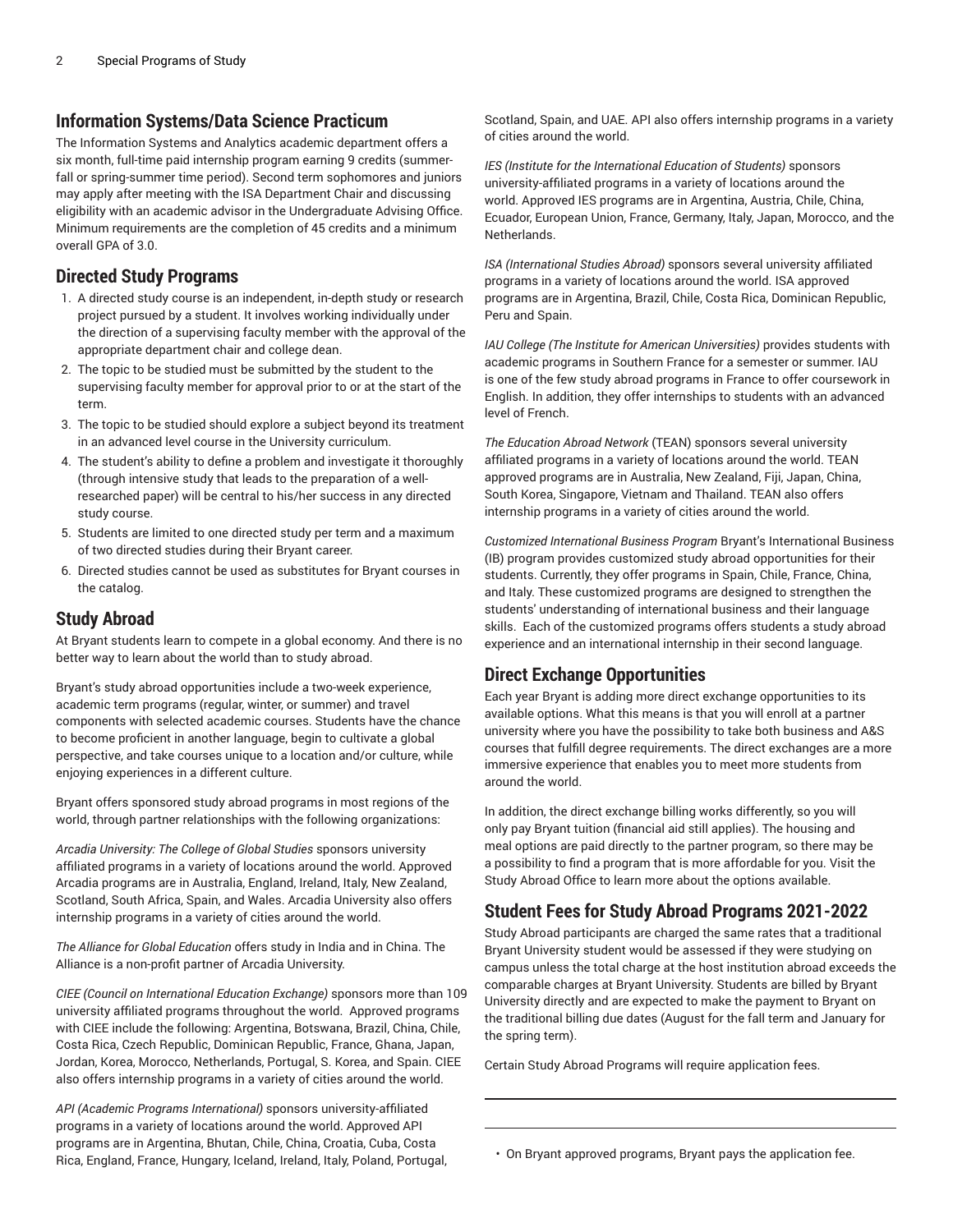## Information Systems/Data Science Practicum

The Information Systems and Analytics academic department offers a six month, full-time paid internship program earning 9 credits (summer-fall or spring-summer time period). Second term sophomores and juniors may apply after meeting with the ISA Department Chair and discussing eligibility with an academic advisor in the Undergraduate Advising Office. Minimum requirements are the completion of 45 credits and a minimum overall GPA of 3.0.

## Directed Study Programs

1. A directed study course is an independent, in-depth study or research project pursued by a student. It involves working individually under the direction of a supervising faculty member with the approval of the appropriate department chair and college dean.
2. The topic to be studied must be submitted by the student to the supervising faculty member for approval prior to or at the start of the term.
3. The topic to be studied should explore a subject beyond its treatment in an advanced level course in the University curriculum.
4. The student's ability to define a problem and investigate it thoroughly (through intensive study that leads to the preparation of a well-researched paper) will be central to his/her success in any directed study course.
5. Students are limited to one directed study per term and a maximum of two directed studies during their Bryant career.
6. Directed studies cannot be used as substitutes for Bryant courses in the catalog.

## Study Abroad

At Bryant students learn to compete in a global economy. And there is no better way to learn about the world than to study abroad.

Bryant's study abroad opportunities include a two-week experience, academic term programs (regular, winter, or summer) and travel components with selected academic courses. Students have the chance to become proficient in another language, begin to cultivate a global perspective, and take courses unique to a location and/or culture, while enjoying experiences in a different culture.

Bryant offers sponsored study abroad programs in most regions of the world, through partner relationships with the following organizations:

*Arcadia University: The College of Global Studies* sponsors university affiliated programs in a variety of locations around the world. Approved Arcadia programs are in Australia, England, Ireland, Italy, New Zealand, Scotland, South Africa, Spain, and Wales. Arcadia University also offers internship programs in a variety of cities around the world.

*The Alliance for Global Education* offers study in India and in China. The Alliance is a non-profit partner of Arcadia University.

*CIEE (Council on International Education Exchange)* sponsors more than 109 university affiliated programs throughout the world. Approved programs with CIEE include the following: Argentina, Botswana, Brazil, China, Chile, Costa Rica, Czech Republic, Dominican Republic, France, Ghana, Japan, Jordan, Korea, Morocco, Netherlands, Portugal, S. Korea, and Spain. CIEE also offers internship programs in a variety of cities around the world.

*API (Academic Programs International)* sponsors university-affiliated programs in a variety of locations around the world. Approved API programs are in Argentina, Bhutan, Chile, China, Croatia, Cuba, Costa Rica, England, France, Hungary, Iceland, Ireland, Italy, Poland, Portugal, Scotland, Spain, and UAE. API also offers internship programs in a variety of cities around the world.

*IES (Institute for the International Education of Students)* sponsors university-affiliated programs in a variety of locations around the world. Approved IES programs are in Argentina, Austria, Chile, China, Ecuador, European Union, France, Germany, Italy, Japan, Morocco, and the Netherlands.

*ISA (International Studies Abroad)* sponsors several university affiliated programs in a variety of locations around the world. ISA approved programs are in Argentina, Brazil, Chile, Costa Rica, Dominican Republic, Peru and Spain.

*IAU College (The Institute for American Universities)* provides students with academic programs in Southern France for a semester or summer. IAU is one of the few study abroad programs in France to offer coursework in English. In addition, they offer internships to students with an advanced level of French.

*The Education Abroad Network* (TEAN) sponsors several university affiliated programs in a variety of locations around the world. TEAN approved programs are in Australia, New Zealand, Fiji, Japan, China, South Korea, Singapore, Vietnam and Thailand. TEAN also offers internship programs in a variety of cities around the world.

*Customized International Business Program* Bryant's International Business (IB) program provides customized study abroad opportunities for their students. Currently, they offer programs in Spain, Chile, France, China, and Italy. These customized programs are designed to strengthen the students' understanding of international business and their language skills. Each of the customized programs offers students a study abroad experience and an international internship in their second language.

## Direct Exchange Opportunities

Each year Bryant is adding more direct exchange opportunities to its available options. What this means is that you will enroll at a partner university where you have the possibility to take both business and A&S courses that fulfill degree requirements. The direct exchanges are a more immersive experience that enables you to meet more students from around the world.

In addition, the direct exchange billing works differently, so you will only pay Bryant tuition (financial aid still applies). The housing and meal options are paid directly to the partner program, so there may be a possibility to find a program that is more affordable for you. Visit the Study Abroad Office to learn more about the options available.

## Student Fees for Study Abroad Programs 2021-2022

Study Abroad participants are charged the same rates that a traditional Bryant University student would be assessed if they were studying on campus unless the total charge at the host institution abroad exceeds the comparable charges at Bryant University. Students are billed by Bryant University directly and are expected to make the payment to Bryant on the traditional billing due dates (August for the fall term and January for the spring term).

Certain Study Abroad Programs will require application fees.

- On Bryant approved programs, Bryant pays the application fee.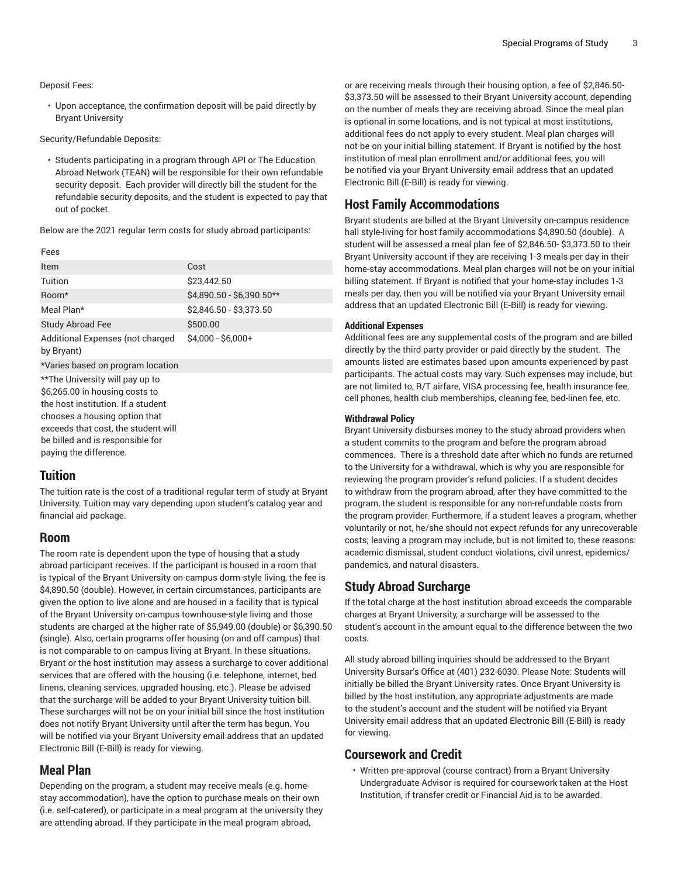Deposit Fees:

- Upon acceptance, the confirmation deposit will be paid directly by Bryant University

Security/Refundable Deposits:

- Students participating in a program through API or The Education Abroad Network (TEAN) will be responsible for their own refundable security deposit. Each provider will directly bill the student for the refundable security deposits, and the student is expected to pay that out of pocket.

Below are the 2021 regular term costs for study abroad participants:

Fees

| Item | Cost |
| --- | --- |
| Tuition | $23,442.50 |
| Room* | $4,890.50 - $6,390.50** |
| Meal Plan* | $2,846.50 - $3,373.50 |
| Study Abroad Fee | $500.00 |
| Additional Expenses (not charged by Bryant) | $4,000 - $6,000+ |
| *Varies based on program location | |
| **The University will pay up to $6,265.00 in housing costs to the host institution. If a student chooses a housing option that exceeds that cost, the student will be billed and is responsible for paying the difference. | |

## Tuition

The tuition rate is the cost of a traditional regular term of study at Bryant University. Tuition may vary depending upon student's catalog year and financial aid package.

## Room

The room rate is dependent upon the type of housing that a study abroad participant receives. If the participant is housed in a room that is typical of the Bryant University on-campus dorm-style living, the fee is $4,890.50 (double). However, in certain circumstances, participants are given the option to live alone and are housed in a facility that is typical of the Bryant University on-campus townhouse-style living and those students are charged at the higher rate of $5,949.00 (double) or $6,390.50 (single). Also, certain programs offer housing (on and off campus) that is not comparable to on-campus living at Bryant. In these situations, Bryant or the host institution may assess a surcharge to cover additional services that are offered with the housing (i.e. telephone, internet, bed linens, cleaning services, upgraded housing, etc.). Please be advised that the surcharge will be added to your Bryant University tuition bill. These surcharges will not be on your initial bill since the host institution does not notify Bryant University until after the term has begun. You will be notified via your Bryant University email address that an updated Electronic Bill (E-Bill) is ready for viewing.

## Meal Plan

Depending on the program, a student may receive meals (e.g. home-stay accommodation), have the option to purchase meals on their own (i.e. self-catered), or participate in a meal program at the university they are attending abroad. If they participate in the meal program abroad, or are receiving meals through their housing option, a fee of $2,846.50-$3,373.50 will be assessed to their Bryant University account, depending on the number of meals they are receiving abroad. Since the meal plan is optional in some locations, and is not typical at most institutions, additional fees do not apply to every student. Meal plan charges will not be on your initial billing statement. If Bryant is notified by the host institution of meal plan enrollment and/or additional fees, you will be notified via your Bryant University email address that an updated Electronic Bill (E-Bill) is ready for viewing.

## Host Family Accommodations

Bryant students are billed at the Bryant University on-campus residence hall style-living for host family accommodations $4,890.50 (double). A student will be assessed a meal plan fee of $2,846.50- $3,373.50 to their Bryant University account if they are receiving 1-3 meals per day in their home-stay accommodations. Meal plan charges will not be on your initial billing statement. If Bryant is notified that your home-stay includes 1-3 meals per day, then you will be notified via your Bryant University email address that an updated Electronic Bill (E-Bill) is ready for viewing.

#### Additional Expenses

Additional fees are any supplemental costs of the program and are billed directly by the third party provider or paid directly by the student. The amounts listed are estimates based upon amounts experienced by past participants. The actual costs may vary. Such expenses may include, but are not limited to, R/T airfare, VISA processing fee, health insurance fee, cell phones, health club memberships, cleaning fee, bed-linen fee, etc.

#### Withdrawal Policy

Bryant University disburses money to the study abroad providers when a student commits to the program and before the program abroad commences. There is a threshold date after which no funds are returned to the University for a withdrawal, which is why you are responsible for reviewing the program provider's refund policies. If a student decides to withdraw from the program abroad, after they have committed to the program, the student is responsible for any non-refundable costs from the program provider. Furthermore, if a student leaves a program, whether voluntarily or not, he/she should not expect refunds for any unrecoverable costs; leaving a program may include, but is not limited to, these reasons: academic dismissal, student conduct violations, civil unrest, epidemics/pandemics, and natural disasters.

## Study Abroad Surcharge

If the total charge at the host institution abroad exceeds the comparable charges at Bryant University, a surcharge will be assessed to the student's account in the amount equal to the difference between the two costs.

All study abroad billing inquiries should be addressed to the Bryant University Bursar's Office at (401) 232-6030. Please Note: Students will initially be billed the Bryant University rates. Once Bryant University is billed by the host institution, any appropriate adjustments are made to the student's account and the student will be notified via Bryant University email address that an updated Electronic Bill (E-Bill) is ready for viewing.

## Coursework and Credit

- Written pre-approval (course contract) from a Bryant University Undergraduate Advisor is required for coursework taken at the Host Institution, if transfer credit or Financial Aid is to be awarded.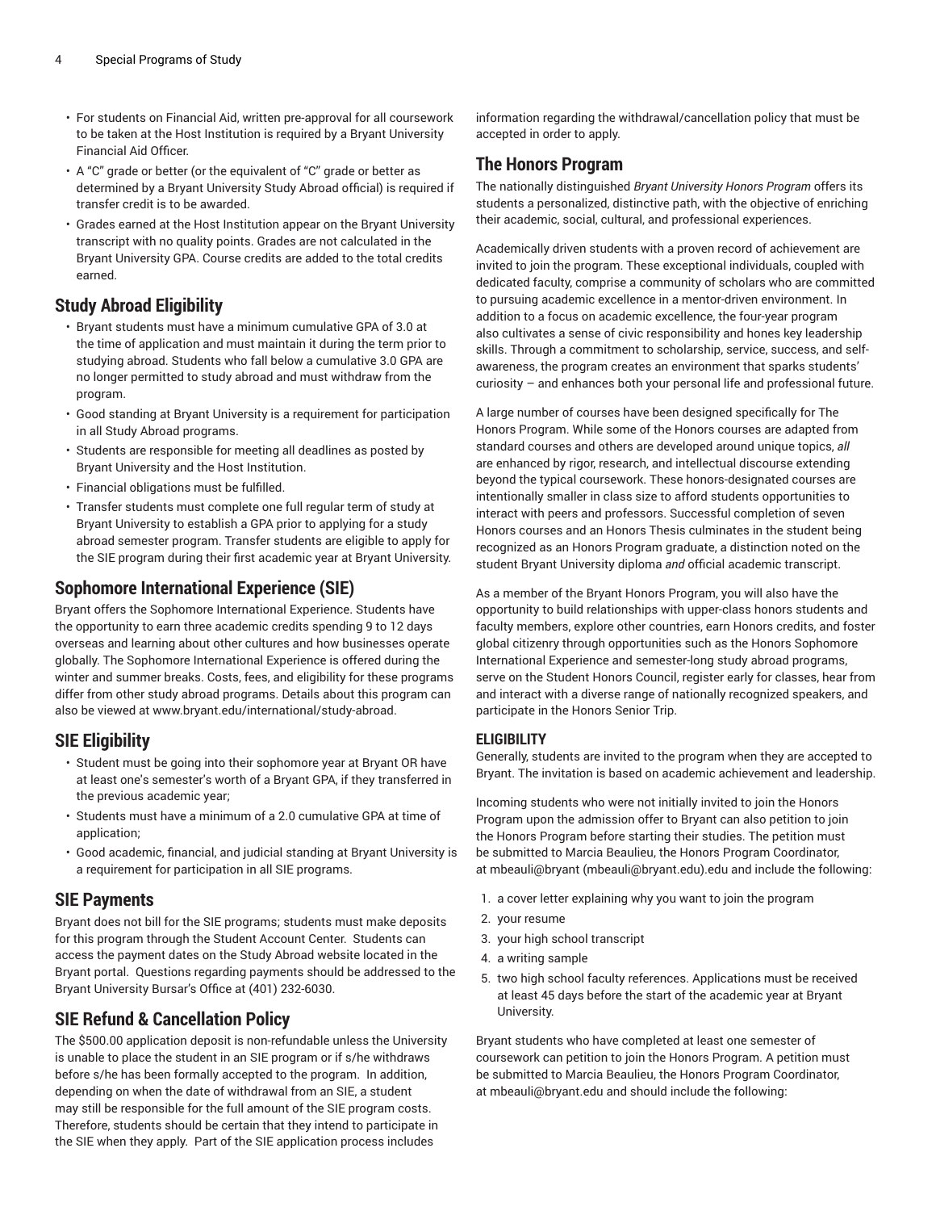- For students on Financial Aid, written pre-approval for all coursework to be taken at the Host Institution is required by a Bryant University Financial Aid Officer.
- A "C" grade or better (or the equivalent of "C" grade or better as determined by a Bryant University Study Abroad official) is required if transfer credit is to be awarded.
- Grades earned at the Host Institution appear on the Bryant University transcript with no quality points. Grades are not calculated in the Bryant University GPA. Course credits are added to the total credits earned.

## Study Abroad Eligibility

- Bryant students must have a minimum cumulative GPA of 3.0 at the time of application and must maintain it during the term prior to studying abroad. Students who fall below a cumulative 3.0 GPA are no longer permitted to study abroad and must withdraw from the program.
- Good standing at Bryant University is a requirement for participation in all Study Abroad programs.
- Students are responsible for meeting all deadlines as posted by Bryant University and the Host Institution.
- Financial obligations must be fulfilled.
- Transfer students must complete one full regular term of study at Bryant University to establish a GPA prior to applying for a study abroad semester program. Transfer students are eligible to apply for the SIE program during their first academic year at Bryant University.

## Sophomore International Experience (SIE)

Bryant offers the Sophomore International Experience. Students have the opportunity to earn three academic credits spending 9 to 12 days overseas and learning about other cultures and how businesses operate globally. The Sophomore International Experience is offered during the winter and summer breaks. Costs, fees, and eligibility for these programs differ from other study abroad programs. Details about this program can also be viewed at www.bryant.edu/international/study-abroad.

## SIE Eligibility

- Student must be going into their sophomore year at Bryant OR have at least one's semester's worth of a Bryant GPA, if they transferred in the previous academic year;
- Students must have a minimum of a 2.0 cumulative GPA at time of application;
- Good academic, financial, and judicial standing at Bryant University is a requirement for participation in all SIE programs.

## SIE Payments

Bryant does not bill for the SIE programs; students must make deposits for this program through the Student Account Center. Students can access the payment dates on the Study Abroad website located in the Bryant portal. Questions regarding payments should be addressed to the Bryant University Bursar's Office at (401) 232-6030.

## SIE Refund & Cancellation Policy

The $500.00 application deposit is non-refundable unless the University is unable to place the student in an SIE program or if s/he withdraws before s/he has been formally accepted to the program. In addition, depending on when the date of withdrawal from an SIE, a student may still be responsible for the full amount of the SIE program costs. Therefore, students should be certain that they intend to participate in the SIE when they apply. Part of the SIE application process includes information regarding the withdrawal/cancellation policy that must be accepted in order to apply.

## The Honors Program

The nationally distinguished *Bryant University Honors Program* offers its students a personalized, distinctive path, with the objective of enriching their academic, social, cultural, and professional experiences.

Academically driven students with a proven record of achievement are invited to join the program. These exceptional individuals, coupled with dedicated faculty, comprise a community of scholars who are committed to pursuing academic excellence in a mentor-driven environment. In addition to a focus on academic excellence, the four-year program also cultivates a sense of civic responsibility and hones key leadership skills. Through a commitment to scholarship, service, success, and self-awareness, the program creates an environment that sparks students' curiosity – and enhances both your personal life and professional future.

A large number of courses have been designed specifically for The Honors Program. While some of the Honors courses are adapted from standard courses and others are developed around unique topics, *all* are enhanced by rigor, research, and intellectual discourse extending beyond the typical coursework. These honors-designated courses are intentionally smaller in class size to afford students opportunities to interact with peers and professors. Successful completion of seven Honors courses and an Honors Thesis culminates in the student being recognized as an Honors Program graduate, a distinction noted on the student Bryant University diploma *and* official academic transcript.

As a member of the Bryant Honors Program, you will also have the opportunity to build relationships with upper-class honors students and faculty members, explore other countries, earn Honors credits, and foster global citizenry through opportunities such as the Honors Sophomore International Experience and semester-long study abroad programs, serve on the Student Honors Council, register early for classes, hear from and interact with a diverse range of nationally recognized speakers, and participate in the Honors Senior Trip.

### ELIGIBILITY

Generally, students are invited to the program when they are accepted to Bryant. The invitation is based on academic achievement and leadership.

Incoming students who were not initially invited to join the Honors Program upon the admission offer to Bryant can also petition to join the Honors Program before starting their studies. The petition must be submitted to Marcia Beaulieu, the Honors Program Coordinator, at mbeauli@bryant (mbeauli@bryant.edu).edu and include the following:

1. a cover letter explaining why you want to join the program
2. your resume
3. your high school transcript
4. a writing sample
5. two high school faculty references. Applications must be received at least 45 days before the start of the academic year at Bryant University.

Bryant students who have completed at least one semester of coursework can petition to join the Honors Program. A petition must be submitted to Marcia Beaulieu, the Honors Program Coordinator, at mbeauli@bryant.edu and should include the following: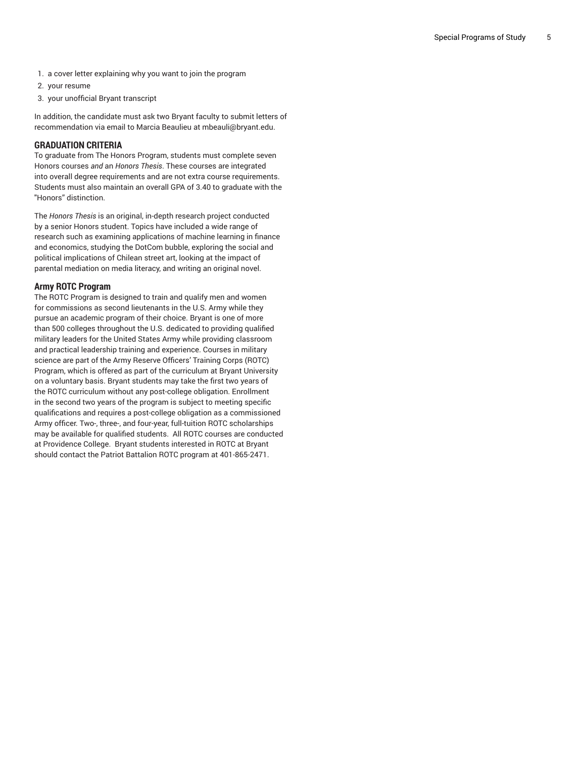1. a cover letter explaining why you want to join the program
2. your resume
3. your unofficial Bryant transcript

In addition, the candidate must ask two Bryant faculty to submit letters of recommendation via email to Marcia Beaulieu at mbeauli@bryant.edu.

### GRADUATION CRITERIA

To graduate from The Honors Program, students must complete seven Honors courses *and* an *Honors Thesis*. These courses are integrated into overall degree requirements and are not extra course requirements. Students must also maintain an overall GPA of 3.40 to graduate with the "Honors" distinction.

The *Honors Thesis* is an original, in-depth research project conducted by a senior Honors student. Topics have included a wide range of research such as examining applications of machine learning in finance and economics, studying the DotCom bubble, exploring the social and political implications of Chilean street art, looking at the impact of parental mediation on media literacy, and writing an original novel.

## Army ROTC Program

The ROTC Program is designed to train and qualify men and women for commissions as second lieutenants in the U.S. Army while they pursue an academic program of their choice. Bryant is one of more than 500 colleges throughout the U.S. dedicated to providing qualified military leaders for the United States Army while providing classroom and practical leadership training and experience. Courses in military science are part of the Army Reserve Officers' Training Corps (ROTC) Program, which is offered as part of the curriculum at Bryant University on a voluntary basis. Bryant students may take the first two years of the ROTC curriculum without any post-college obligation. Enrollment in the second two years of the program is subject to meeting specific qualifications and requires a post-college obligation as a commissioned Army officer. Two-, three-, and four-year, full-tuition ROTC scholarships may be available for qualified students. All ROTC courses are conducted at Providence College. Bryant students interested in ROTC at Bryant should contact the Patriot Battalion ROTC program at 401-865-2471.